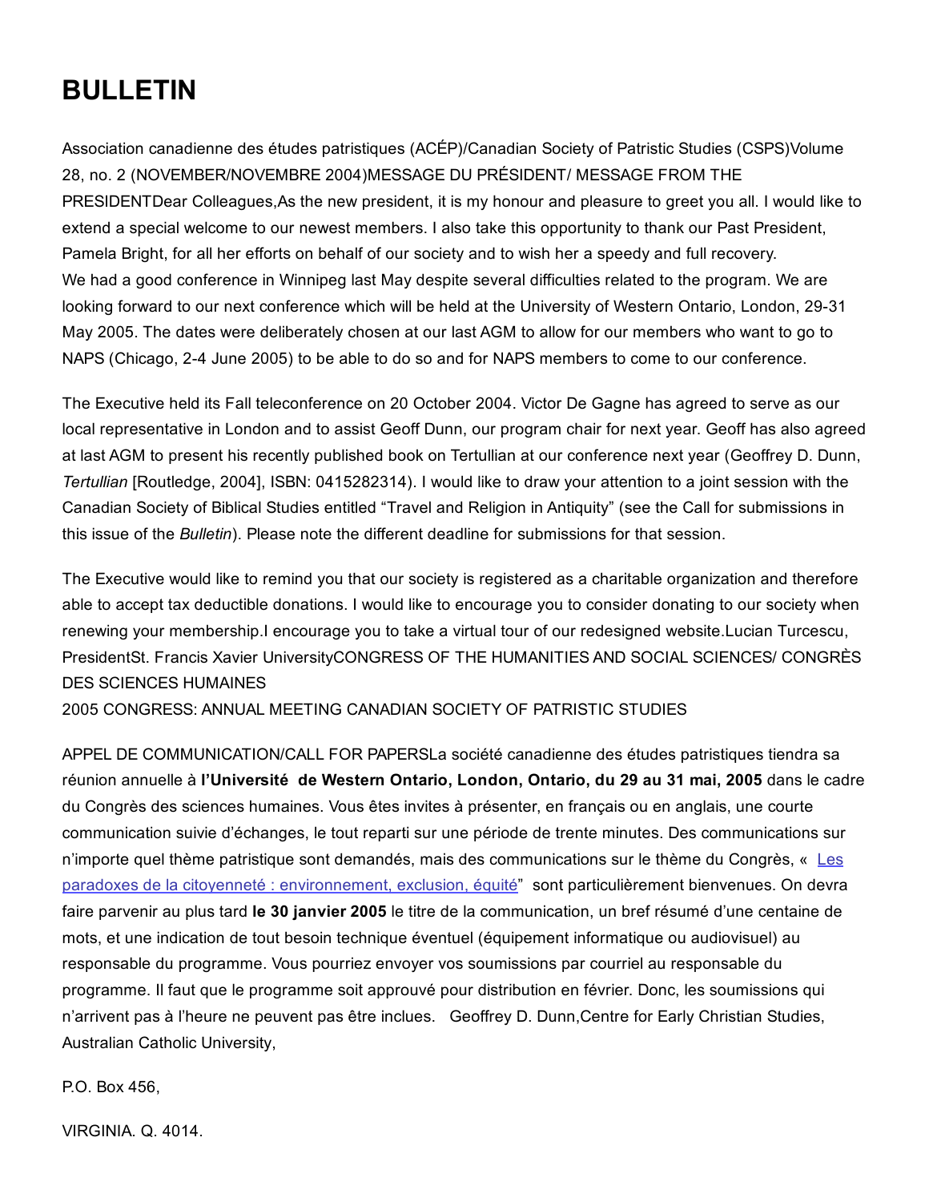# BULLETIN

Association canadienne des études patristiques (ACÉP)/Canadian Society of Patristic Studies (CSPS)Volume 28, no. 2 (NOVEMBER/NOVEMBRE 2004)MESSAGE DU PRÉSIDENT/ MESSAGE FROM THE PRESIDENTDear Colleagues,As the new president, it is my honour and pleasure to greet you all. I would like to extend a special welcome to our newest members. I also take this opportunity to thank our Past President, Pamela Bright, for all her efforts on behalf of our society and to wish her a speedy and full recovery.
We had a good conference in Winnipeg last May despite several difficulties related to the program. We are looking forward to our next conference which will be held at the University of Western Ontario, London, 29-31 May 2005. The dates were deliberately chosen at our last AGM to allow for our members who want to go to NAPS (Chicago, 2-4 June 2005) to be able to do so and for NAPS members to come to our conference.

The Executive held its Fall teleconference on 20 October 2004. Victor De Gagne has agreed to serve as our local representative in London and to assist Geoff Dunn, our program chair for next year. Geoff has also agreed at last AGM to present his recently published book on Tertullian at our conference next year (Geoffrey D. Dunn, *Tertullian* [Routledge, 2004], ISBN: 0415282314). I would like to draw your attention to a joint session with the Canadian Society of Biblical Studies entitled "Travel and Religion in Antiquity" (see the Call for submissions in this issue of the *Bulletin*). Please note the different deadline for submissions for that session.

The Executive would like to remind you that our society is registered as a charitable organization and therefore able to accept tax deductible donations. I would like to encourage you to consider donating to our society when renewing your membership.I encourage you to take a virtual tour of our redesigned website.Lucian Turcescu, PresidentSt. Francis Xavier UniversityCONGRESS OF THE HUMANITIES AND SOCIAL SCIENCES/ CONGRÈS DES SCIENCES HUMAINES
2005 CONGRESS: ANNUAL MEETING CANADIAN SOCIETY OF PATRISTIC STUDIES

APPEL DE COMMUNICATION/CALL FOR PAPERSLa société canadienne des études patristiques tiendra sa réunion annuelle à **l'Université de Western Ontario, London, Ontario, du 29 au 31 mai, 2005** dans le cadre du Congrès des sciences humaines. Vous êtes invites à présenter, en français ou en anglais, une courte communication suivie d'échanges, le tout reparti sur une période de trente minutes. Des communications sur n'importe quel thème patristique sont demandés, mais des communications sur le thème du Congrès, « Les paradoxes de la citoyenneté : environnement, exclusion, équité" sont particulièrement bienvenues. On devra faire parvenir au plus tard **le 30 janvier 2005** le titre de la communication, un bref résumé d'une centaine de mots, et une indication de tout besoin technique éventuel (équipement informatique ou audiovisuel) au responsable du programme. Vous pourriez envoyer vos soumissions par courriel au responsable du programme. Il faut que le programme soit approuvé pour distribution en février. Donc, les soumissions qui n'arrivent pas à l'heure ne peuvent pas être inclues. Geoffrey D. Dunn,Centre for Early Christian Studies, Australian Catholic University,

P.O. Box 456,

VIRGINIA. Q. 4014.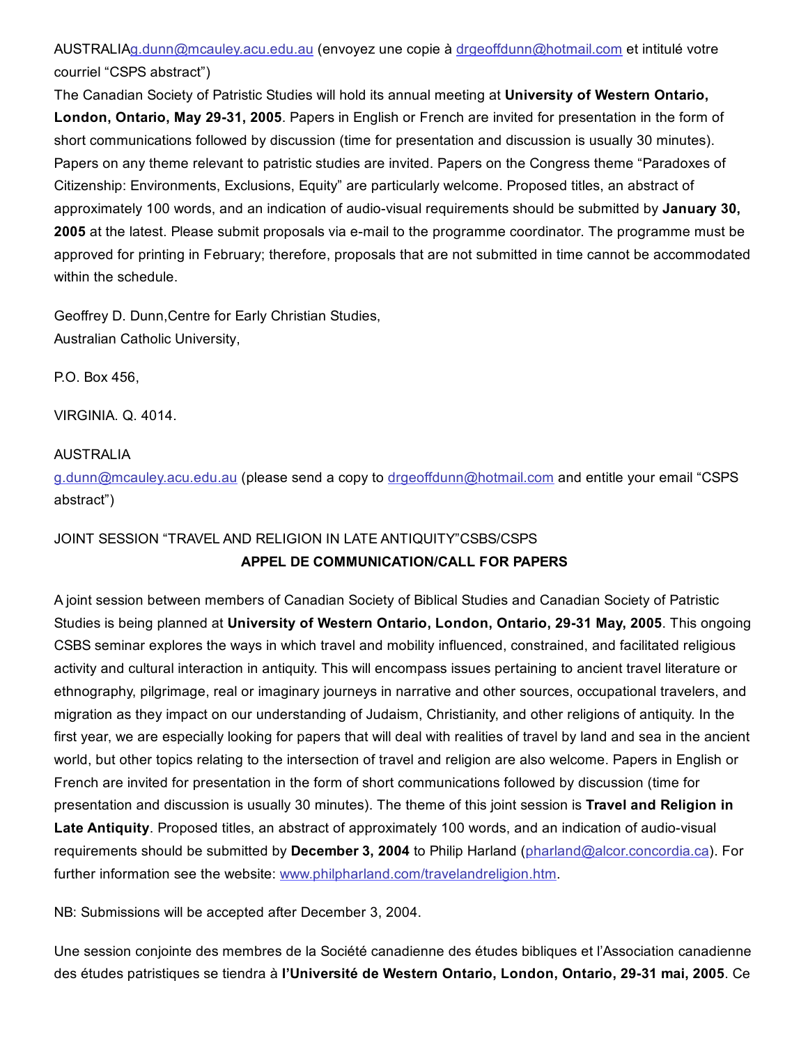AUSTRALIAg.dunn@mcauley.acu.edu.au (envoyez une copie à drgeoffdunn@hotmail.com et intitulé votre courriel “CSPS abstract”)

The Canadian Society of Patristic Studies will hold its annual meeting at **University of Western Ontario, London, Ontario, May 29-31, 2005**. Papers in English or French are invited for presentation in the form of short communications followed by discussion (time for presentation and discussion is usually 30 minutes). Papers on any theme relevant to patristic studies are invited. Papers on the Congress theme “Paradoxes of Citizenship: Environments, Exclusions, Equity” are particularly welcome. Proposed titles, an abstract of approximately 100 words, and an indication of audio-visual requirements should be submitted by **January 30, 2005** at the latest. Please submit proposals via e-mail to the programme coordinator. The programme must be approved for printing in February; therefore, proposals that are not submitted in time cannot be accommodated within the schedule.

Geoffrey D. Dunn,Centre for Early Christian Studies,
Australian Catholic University,

P.O. Box 456,

VIRGINIA. Q. 4014.

AUSTRALIA
g.dunn@mcauley.acu.edu.au (please send a copy to drgeoffdunn@hotmail.com and entitle your email “CSPS abstract”)

JOINT SESSION “TRAVEL AND RELIGION IN LATE ANTIQUITY”CSBS/CSPS

**APPEL DE COMMUNICATION/CALL FOR PAPERS**

A joint session between members of Canadian Society of Biblical Studies and Canadian Society of Patristic Studies is being planned at **University of Western Ontario, London, Ontario, 29-31 May, 2005**. This ongoing CSBS seminar explores the ways in which travel and mobility influenced, constrained, and facilitated religious activity and cultural interaction in antiquity. This will encompass issues pertaining to ancient travel literature or ethnography, pilgrimage, real or imaginary journeys in narrative and other sources, occupational travelers, and migration as they impact on our understanding of Judaism, Christianity, and other religions of antiquity. In the first year, we are especially looking for papers that will deal with realities of travel by land and sea in the ancient world, but other topics relating to the intersection of travel and religion are also welcome. Papers in English or French are invited for presentation in the form of short communications followed by discussion (time for presentation and discussion is usually 30 minutes). The theme of this joint session is **Travel and Religion in Late Antiquity**. Proposed titles, an abstract of approximately 100 words, and an indication of audio-visual requirements should be submitted by **December 3, 2004** to Philip Harland (pharland@alcor.concordia.ca). For further information see the website: www.philpharland.com/travelandreligion.htm.

NB: Submissions will be accepted after December 3, 2004.

Une session conjointe des membres de la Société canadienne des études bibliques et l’Association canadienne des études patristiques se tiendra à **l’Université de Western Ontario, London, Ontario, 29-31 mai, 2005**. Ce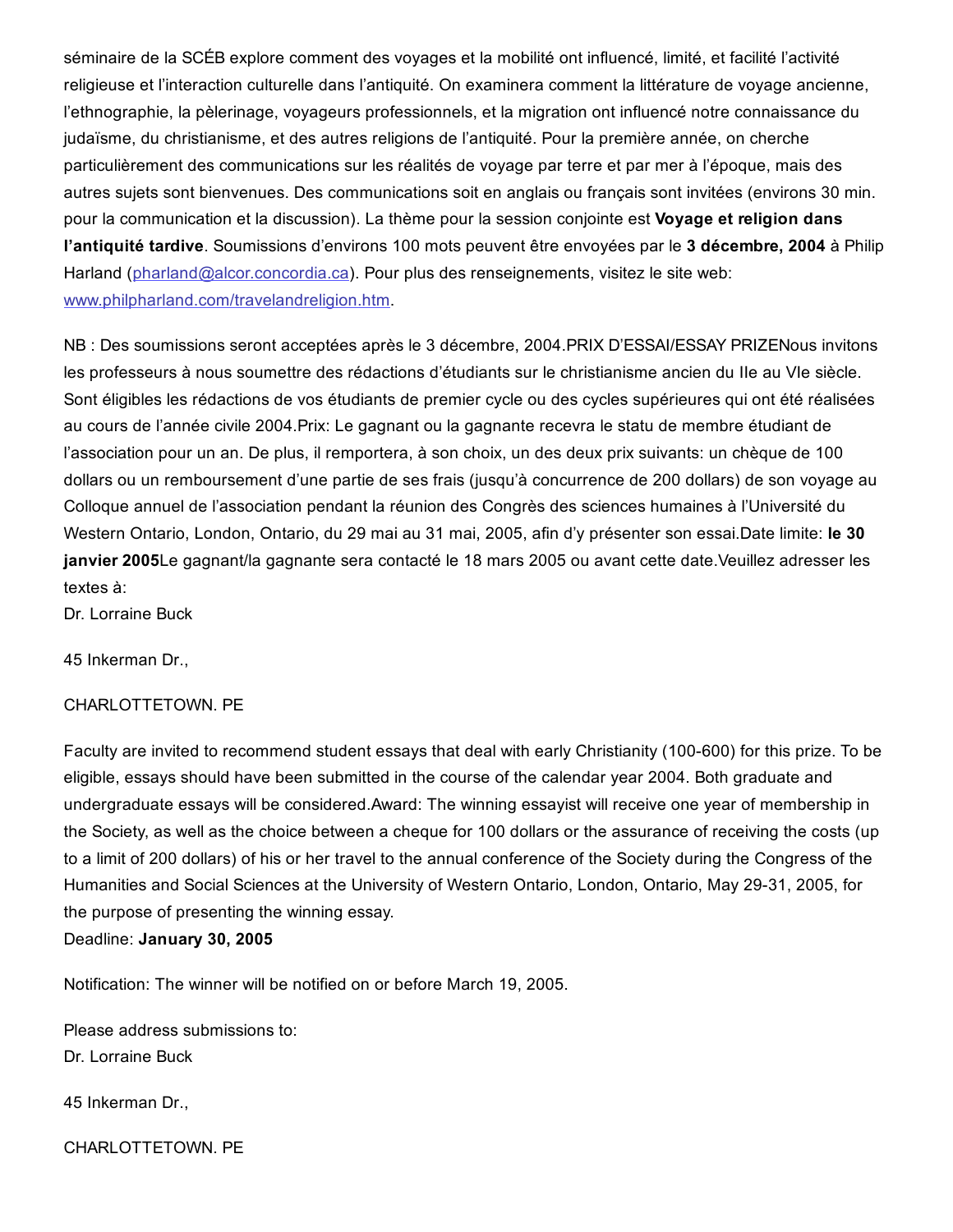séminaire de la SCÉB explore comment des voyages et la mobilité ont influencé, limité, et facilité l'activité religieuse et l'interaction culturelle dans l'antiquité. On examinera comment la littérature de voyage ancienne, l'ethnographie, la pèlerinage, voyageurs professionnels, et la migration ont influencé notre connaissance du judaïsme, du christianisme, et des autres religions de l'antiquité. Pour la première année, on cherche particulièrement des communications sur les réalités de voyage par terre et par mer à l'époque, mais des autres sujets sont bienvenues. Des communications soit en anglais ou français sont invitées (environs 30 min. pour la communication et la discussion). La thème pour la session conjointe est **Voyage et religion dans l'antiquité tardive**. Soumissions d'environs 100 mots peuvent être envoyées par le **3 décembre, 2004** à Philip Harland (pharland@alcor.concordia.ca). Pour plus des renseignements, visitez le site web: www.philpharland.com/travelandreligion.htm.

NB : Des soumissions seront acceptées après le 3 décembre, 2004.PRIX D'ESSAI/ESSAY PRIZENous invitons les professeurs à nous soumettre des rédactions d'étudiants sur le christianisme ancien du IIe au VIe siècle. Sont éligibles les rédactions de vos étudiants de premier cycle ou des cycles supérieures qui ont été réalisées au cours de l'année civile 2004.Prix: Le gagnant ou la gagnante recevra le statu de membre étudiant de l'association pour un an. De plus, il remportera, à son choix, un des deux prix suivants: un chèque de 100 dollars ou un remboursement d'une partie de ses frais (jusqu'à concurrence de 200 dollars) de son voyage au Colloque annuel de l'association pendant la réunion des Congrès des sciences humaines à l'Université du Western Ontario, London, Ontario, du 29 mai au 31 mai, 2005, afin d'y présenter son essai.Date limite: **le 30 janvier 2005**Le gagnant/la gagnante sera contacté le 18 mars 2005 ou avant cette date.Veuillez adresser les textes à:
Dr. Lorraine Buck

45 Inkerman Dr.,

CHARLOTTETOWN. PE

Faculty are invited to recommend student essays that deal with early Christianity (100-600) for this prize. To be eligible, essays should have been submitted in the course of the calendar year 2004. Both graduate and undergraduate essays will be considered.Award: The winning essayist will receive one year of membership in the Society, as well as the choice between a cheque for 100 dollars or the assurance of receiving the costs (up to a limit of 200 dollars) of his or her travel to the annual conference of the Society during the Congress of the Humanities and Social Sciences at the University of Western Ontario, London, Ontario, May 29-31, 2005, for the purpose of presenting the winning essay.
Deadline: **January 30, 2005**

Notification: The winner will be notified on or before March 19, 2005.

Please address submissions to:
Dr. Lorraine Buck

45 Inkerman Dr.,

CHARLOTTETOWN. PE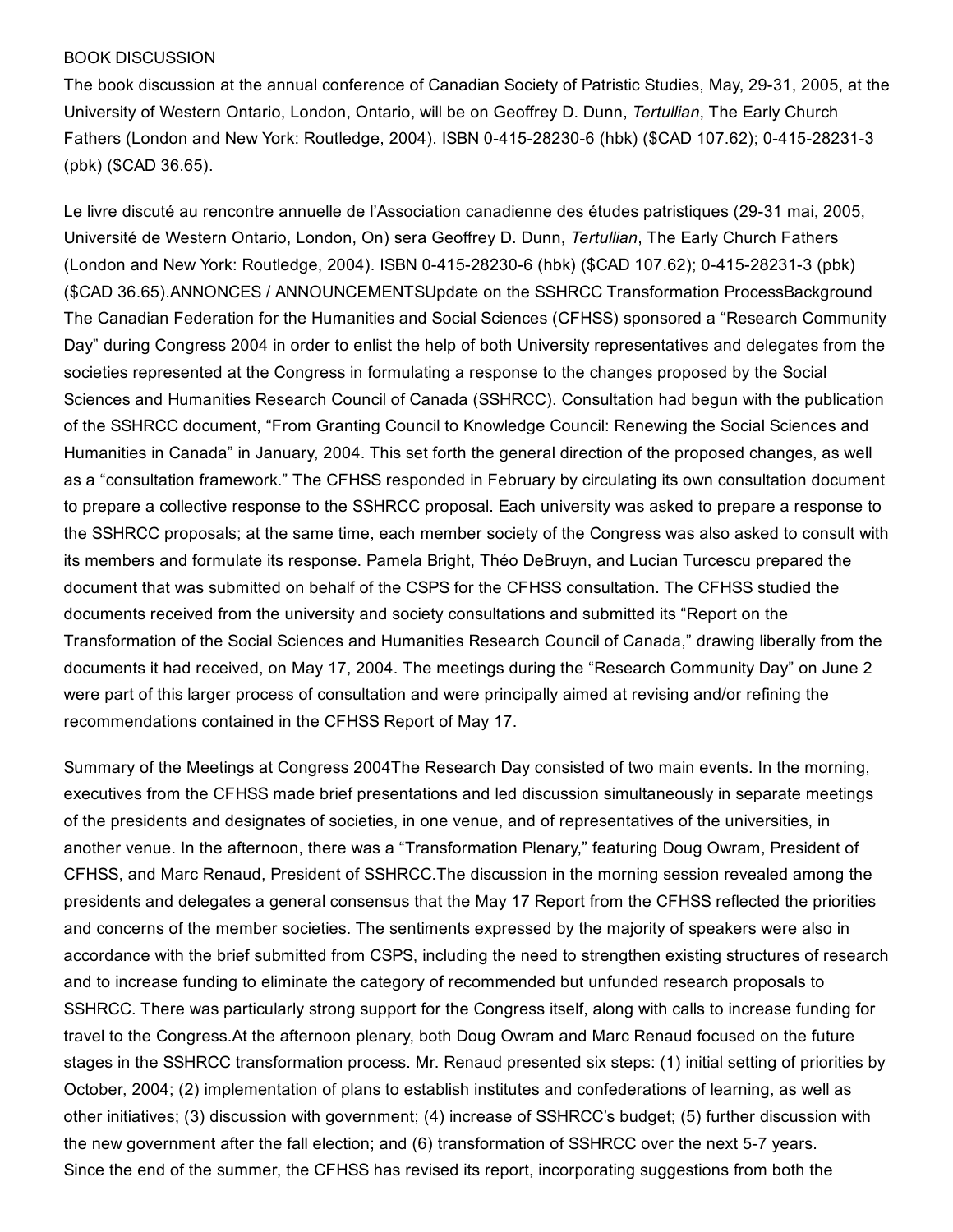BOOK DISCUSSION

The book discussion at the annual conference of Canadian Society of Patristic Studies, May, 29-31, 2005, at the University of Western Ontario, London, Ontario, will be on Geoffrey D. Dunn, *Tertullian*, The Early Church Fathers (London and New York: Routledge, 2004). ISBN 0-415-28230-6 (hbk) ($CAD 107.62); 0-415-28231-3 (pbk) ($CAD 36.65).

Le livre discuté au rencontre annuelle de l'Association canadienne des études patristiques (29-31 mai, 2005, Université de Western Ontario, London, On) sera Geoffrey D. Dunn, *Tertullian*, The Early Church Fathers (London and New York: Routledge, 2004). ISBN 0-415-28230-6 (hbk) ($CAD 107.62); 0-415-28231-3 (pbk) ($CAD 36.65).

ANNONCES / ANNOUNCEMENTS

Update on the SSHRCC Transformation Process

Background

The Canadian Federation for the Humanities and Social Sciences (CFHSS) sponsored a "Research Community Day" during Congress 2004 in order to enlist the help of both University representatives and delegates from the societies represented at the Congress in formulating a response to the changes proposed by the Social Sciences and Humanities Research Council of Canada (SSHRCC). Consultation had begun with the publication of the SSHRCC document, "From Granting Council to Knowledge Council: Renewing the Social Sciences and Humanities in Canada" in January, 2004. This set forth the general direction of the proposed changes, as well as a "consultation framework." The CFHSS responded in February by circulating its own consultation document to prepare a collective response to the SSHRCC proposal. Each university was asked to prepare a response to the SSHRCC proposals; at the same time, each member society of the Congress was also asked to consult with its members and formulate its response. Pamela Bright, Théo DeBruyn, and Lucian Turcescu prepared the document that was submitted on behalf of the CSPS for the CFHSS consultation. The CFHSS studied the documents received from the university and society consultations and submitted its "Report on the Transformation of the Social Sciences and Humanities Research Council of Canada," drawing liberally from the documents it had received, on May 17, 2004. The meetings during the "Research Community Day" on June 2 were part of this larger process of consultation and were principally aimed at revising and/or refining the recommendations contained in the CFHSS Report of May 17.

Summary of the Meetings at Congress 2004

The Research Day consisted of two main events. In the morning, executives from the CFHSS made brief presentations and led discussion simultaneously in separate meetings of the presidents and designates of societies, in one venue, and of representatives of the universities, in another venue. In the afternoon, there was a "Transformation Plenary," featuring Doug Owram, President of CFHSS, and Marc Renaud, President of SSHRCC.

The discussion in the morning session revealed among the presidents and delegates a general consensus that the May 17 Report from the CFHSS reflected the priorities and concerns of the member societies. The sentiments expressed by the majority of speakers were also in accordance with the brief submitted from CSPS, including the need to strengthen existing structures of research and to increase funding to eliminate the category of recommended but unfunded research proposals to SSHRCC. There was particularly strong support for the Congress itself, along with calls to increase funding for travel to the Congress.

At the afternoon plenary, both Doug Owram and Marc Renaud focused on the future stages in the SSHRCC transformation process. Mr. Renaud presented six steps: (1) initial setting of priorities by October, 2004; (2) implementation of plans to establish institutes and confederations of learning, as well as other initiatives; (3) discussion with government; (4) increase of SSHRCC's budget; (5) further discussion with the new government after the fall election; and (6) transformation of SSHRCC over the next 5-7 years.

Since the end of the summer, the CFHSS has revised its report, incorporating suggestions from both the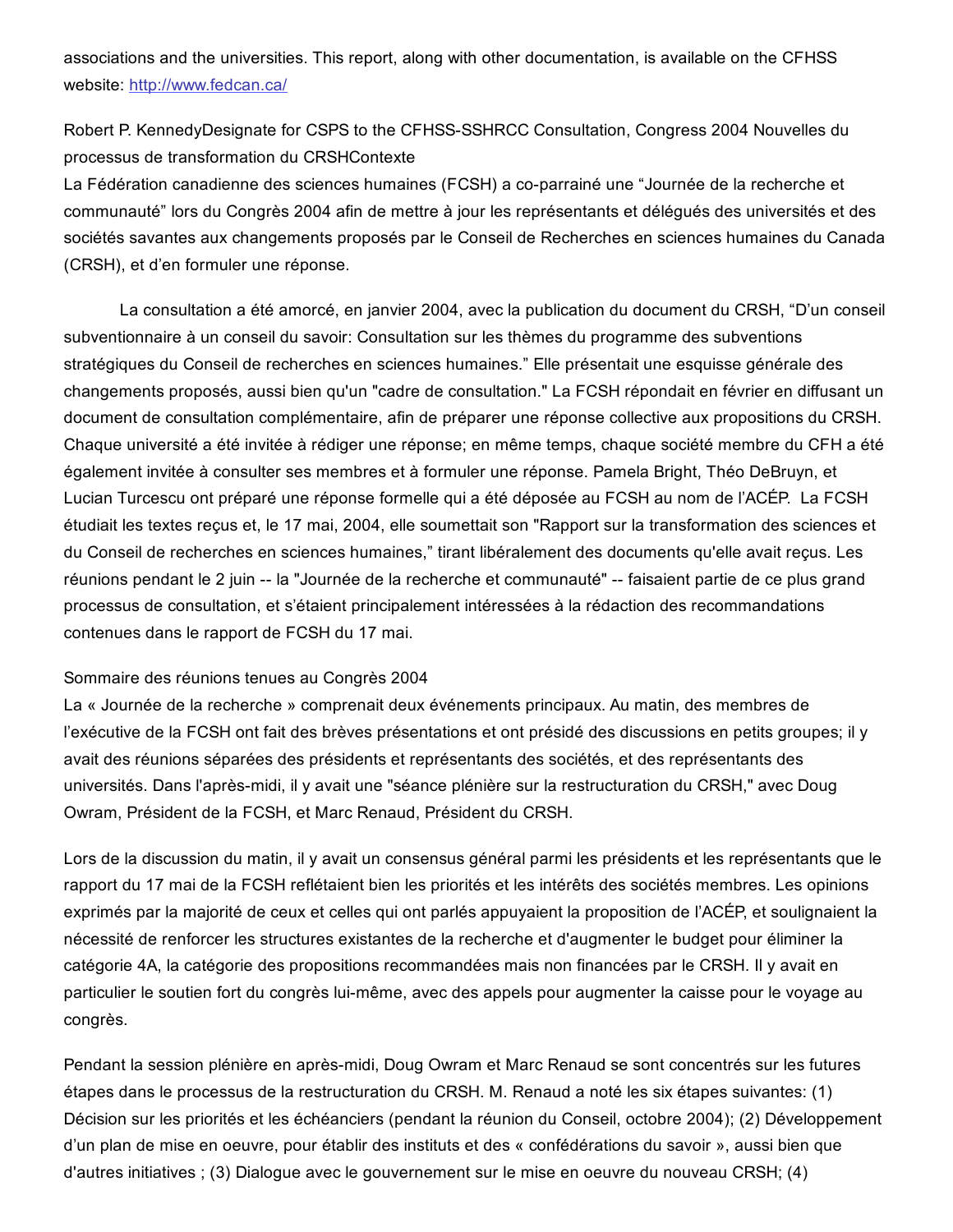associations and the universities. This report, along with other documentation, is available on the CFHSS website: http://www.fedcan.ca/

Robert P. KennedyDesignate for CSPS to the CFHSS-SSHRCC Consultation, Congress 2004 Nouvelles du processus de transformation du CRSHContexte

La Fédération canadienne des sciences humaines (FCSH) a co-parrainé une "Journée de la recherche et communauté" lors du Congrès 2004 afin de mettre à jour les représentants et délégués des universités et des sociétés savantes aux changements proposés par le Conseil de Recherches en sciences humaines du Canada (CRSH), et d'en formuler une réponse.

La consultation a été amorcé, en janvier 2004, avec la publication du document du CRSH, "D'un conseil subventionnaire à un conseil du savoir: Consultation sur les thèmes du programme des subventions stratégiques du Conseil de recherches en sciences humaines." Elle présentait une esquisse générale des changements proposés, aussi bien qu'un "cadre de consultation." La FCSH répondait en février en diffusant un document de consultation complémentaire, afin de préparer une réponse collective aux propositions du CRSH. Chaque université a été invitée à rédiger une réponse; en même temps, chaque société membre du CFH a été également invitée à consulter ses membres et à formuler une réponse. Pamela Bright, Théo DeBruyn, et Lucian Turcescu ont préparé une réponse formelle qui a été déposée au FCSH au nom de l'ACÉP. La FCSH étudiait les textes reçus et, le 17 mai, 2004, elle soumettait son "Rapport sur la transformation des sciences et du Conseil de recherches en sciences humaines," tirant libéralement des documents qu'elle avait reçus. Les réunions pendant le 2 juin -- la "Journée de la recherche et communauté" -- faisaient partie de ce plus grand processus de consultation, et s'étaient principalement intéressées à la rédaction des recommandations contenues dans le rapport de FCSH du 17 mai.

Sommaire des réunions tenues au Congrès 2004

La « Journée de la recherche » comprenait deux événements principaux. Au matin, des membres de l'exécutive de la FCSH ont fait des brèves présentations et ont présidé des discussions en petits groupes; il y avait des réunions séparées des présidents et représentants des sociétés, et des représentants des universités. Dans l'après-midi, il y avait une "séance plénière sur la restructuration du CRSH," avec Doug Owram, Président de la FCSH, et Marc Renaud, Président du CRSH.

Lors de la discussion du matin, il y avait un consensus général parmi les présidents et les représentants que le rapport du 17 mai de la FCSH reflétaient bien les priorités et les intérêts des sociétés membres. Les opinions exprimés par la majorité de ceux et celles qui ont parlés appuyaient la proposition de l'ACÉP, et soulignaient la nécessité de renforcer les structures existantes de la recherche et d'augmenter le budget pour éliminer la catégorie 4A, la catégorie des propositions recommandées mais non financées par le CRSH. Il y avait en particulier le soutien fort du congrès lui-même, avec des appels pour augmenter la caisse pour le voyage au congrès.

Pendant la session plénière en après-midi, Doug Owram et Marc Renaud se sont concentrés sur les futures étapes dans le processus de la restructuration du CRSH. M. Renaud a noté les six étapes suivantes: (1) Décision sur les priorités et les échéanciers (pendant la réunion du Conseil, octobre 2004); (2) Développement d'un plan de mise en oeuvre, pour établir des instituts et des « confédérations du savoir », aussi bien que d'autres initiatives ; (3) Dialogue avec le gouvernement sur le mise en oeuvre du nouveau CRSH; (4)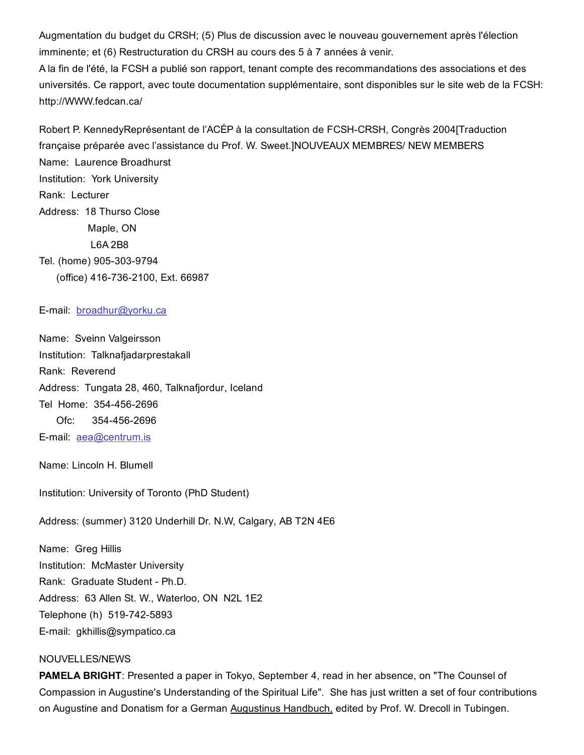Augmentation du budget du CRSH; (5) Plus de discussion avec le nouveau gouvernement après l'élection imminente; et (6) Restructuration du CRSH au cours des 5 à 7 années à venir.

A la fin de l'été, la FCSH a publié son rapport, tenant compte des recommandations des associations et des universités. Ce rapport, avec toute documentation supplémentaire, sont disponibles sur le site web de la FCSH: http://WWW.fedcan.ca/

Robert P. KennedyReprésentant de l'ACÉP à la consultation de FCSH-CRSH, Congrès 2004[Traduction française préparée avec l'assistance du Prof. W. Sweet.]NOUVEAUX MEMBRES/ NEW MEMBERS

Name: Laurence Broadhurst
Institution: York University
Rank: Lecturer
Address: 18 Thurso Close
Maple, ON
L6A 2B8
Tel. (home) 905-303-9794
(office) 416-736-2100, Ext. 66987

E-mail: broadhur@yorku.ca

Name: Sveinn Valgeirsson
Institution: Talknafjadarprestakall
Rank: Reverend
Address: Tungata 28, 460, Talknafjordur, Iceland
Tel Home: 354-456-2696
Ofc: 354-456-2696
E-mail: aea@centrum.is

Name: Lincoln H. Blumell

Institution: University of Toronto (PhD Student)

Address: (summer) 3120 Underhill Dr. N.W, Calgary, AB T2N 4E6

Name: Greg Hillis
Institution: McMaster University
Rank: Graduate Student - Ph.D.
Address: 63 Allen St. W., Waterloo, ON N2L 1E2
Telephone (h) 519-742-5893
E-mail: gkhillis@sympatico.ca

NOUVELLES/NEWS

**PAMELA BRIGHT**: Presented a paper in Tokyo, September 4, read in her absence, on "The Counsel of Compassion in Augustine's Understanding of the Spiritual Life". She has just written a set of four contributions on Augustine and Donatism for a German Augustinus Handbuch, edited by Prof. W. Drecoll in Tubingen.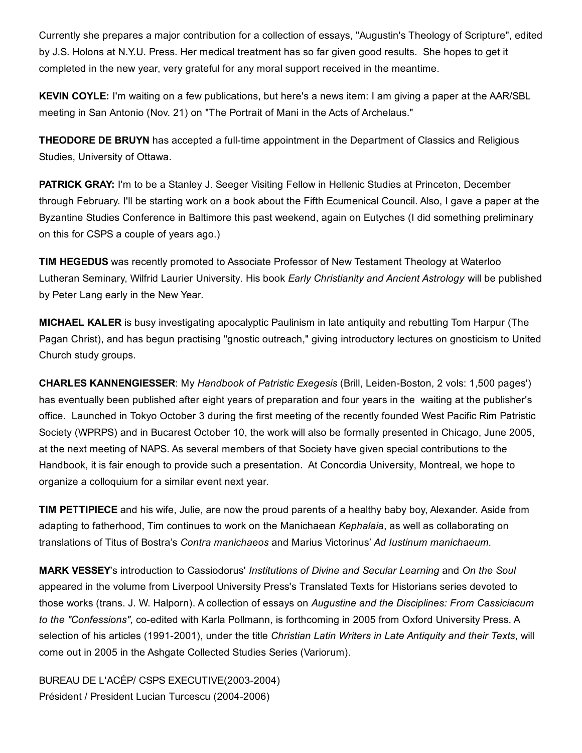Currently she prepares a major contribution for a collection of essays, "Augustin's Theology of Scripture", edited by J.S. Holons at N.Y.U. Press. Her medical treatment has so far given good results. She hopes to get it completed in the new year, very grateful for any moral support received in the meantime.

**KEVIN COYLE:** I'm waiting on a few publications, but here's a news item: I am giving a paper at the AAR/SBL meeting in San Antonio (Nov. 21) on "The Portrait of Mani in the Acts of Archelaus."

**THEODORE DE BRUYN** has accepted a full-time appointment in the Department of Classics and Religious Studies, University of Ottawa.

**PATRICK GRAY:** I'm to be a Stanley J. Seeger Visiting Fellow in Hellenic Studies at Princeton, December through February. I'll be starting work on a book about the Fifth Ecumenical Council. Also, I gave a paper at the Byzantine Studies Conference in Baltimore this past weekend, again on Eutyches (I did something preliminary on this for CSPS a couple of years ago.)

**TIM HEGEDUS** was recently promoted to Associate Professor of New Testament Theology at Waterloo Lutheran Seminary, Wilfrid Laurier University. His book *Early Christianity and Ancient Astrology* will be published by Peter Lang early in the New Year.

**MICHAEL KALER** is busy investigating apocalyptic Paulinism in late antiquity and rebutting Tom Harpur (The Pagan Christ), and has begun practising "gnostic outreach," giving introductory lectures on gnosticism to United Church study groups.

**CHARLES KANNENGIESSER**: My *Handbook of Patristic Exegesis* (Brill, Leiden-Boston, 2 vols: 1,500 pages') has eventually been published after eight years of preparation and four years in the waiting at the publisher's office. Launched in Tokyo October 3 during the first meeting of the recently founded West Pacific Rim Patristic Society (WPRPS) and in Bucarest October 10, the work will also be formally presented in Chicago, June 2005, at the next meeting of NAPS. As several members of that Society have given special contributions to the Handbook, it is fair enough to provide such a presentation. At Concordia University, Montreal, we hope to organize a colloquium for a similar event next year.

**TIM PETTIPIECE** and his wife, Julie, are now the proud parents of a healthy baby boy, Alexander. Aside from adapting to fatherhood, Tim continues to work on the Manichaean *Kephalaia*, as well as collaborating on translations of Titus of Bostra's *Contra manichaeos* and Marius Victorinus' *Ad Iustinum manichaeum.*

**MARK VESSEY**'s introduction to Cassiodorus' *Institutions of Divine and Secular Learning* and *On the Soul* appeared in the volume from Liverpool University Press's Translated Texts for Historians series devoted to those works (trans. J. W. Halporn). A collection of essays on *Augustine and the Disciplines: From Cassiciacum to the "Confessions"*, co-edited with Karla Pollmann, is forthcoming in 2005 from Oxford University Press. A selection of his articles (1991-2001), under the title *Christian Latin Writers in Late Antiquity and their Texts*, will come out in 2005 in the Ashgate Collected Studies Series (Variorum).

BUREAU DE L'ACÉP/ CSPS EXECUTIVE(2003-2004)
Président / President Lucian Turcescu (2004-2006)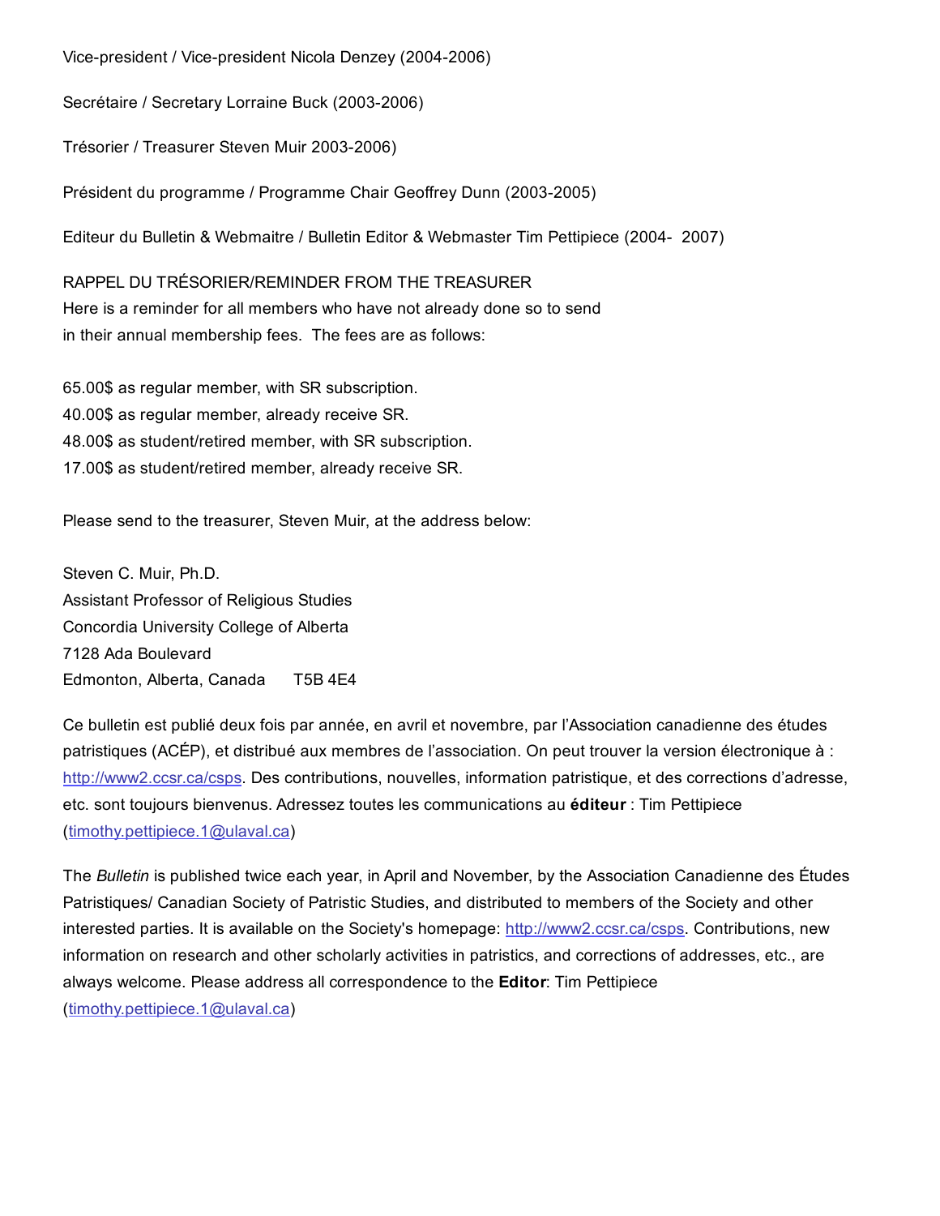Vice-president / Vice-president Nicola Denzey (2004-2006)

Secrétaire / Secretary Lorraine Buck (2003-2006)

Trésorier / Treasurer Steven Muir 2003-2006)

Président du programme / Programme Chair Geoffrey Dunn (2003-2005)

Editeur du Bulletin & Webmaitre / Bulletin Editor & Webmaster Tim Pettipiece (2004- 2007)

RAPPEL DU TRÉSORIER/REMINDER FROM THE TREASURER
Here is a reminder for all members who have not already done so to send in their annual membership fees. The fees are as follows:

65.00$ as regular member, with SR subscription.
40.00$ as regular member, already receive SR.
48.00$ as student/retired member, with SR subscription.
17.00$ as student/retired member, already receive SR.

Please send to the treasurer, Steven Muir, at the address below:

Steven C. Muir, Ph.D.
Assistant Professor of Religious Studies
Concordia University College of Alberta
7128 Ada Boulevard
Edmonton, Alberta, Canada T5B 4E4

Ce bulletin est publié deux fois par année, en avril et novembre, par l'Association canadienne des études patristiques (ACÉP), et distribué aux membres de l'association. On peut trouver la version électronique à : http://www2.ccsr.ca/csps. Des contributions, nouvelles, information patristique, et des corrections d'adresse, etc. sont toujours bienvenus. Adressez toutes les communications au **éditeur** : Tim Pettipiece (timothy.pettipiece.1@ulaval.ca)

The *Bulletin* is published twice each year, in April and November, by the Association Canadienne des Études Patristiques/ Canadian Society of Patristic Studies, and distributed to members of the Society and other interested parties. It is available on the Society's homepage: http://www2.ccsr.ca/csps. Contributions, new information on research and other scholarly activities in patristics, and corrections of addresses, etc., are always welcome. Please address all correspondence to the **Editor**: Tim Pettipiece (timothy.pettipiece.1@ulaval.ca)